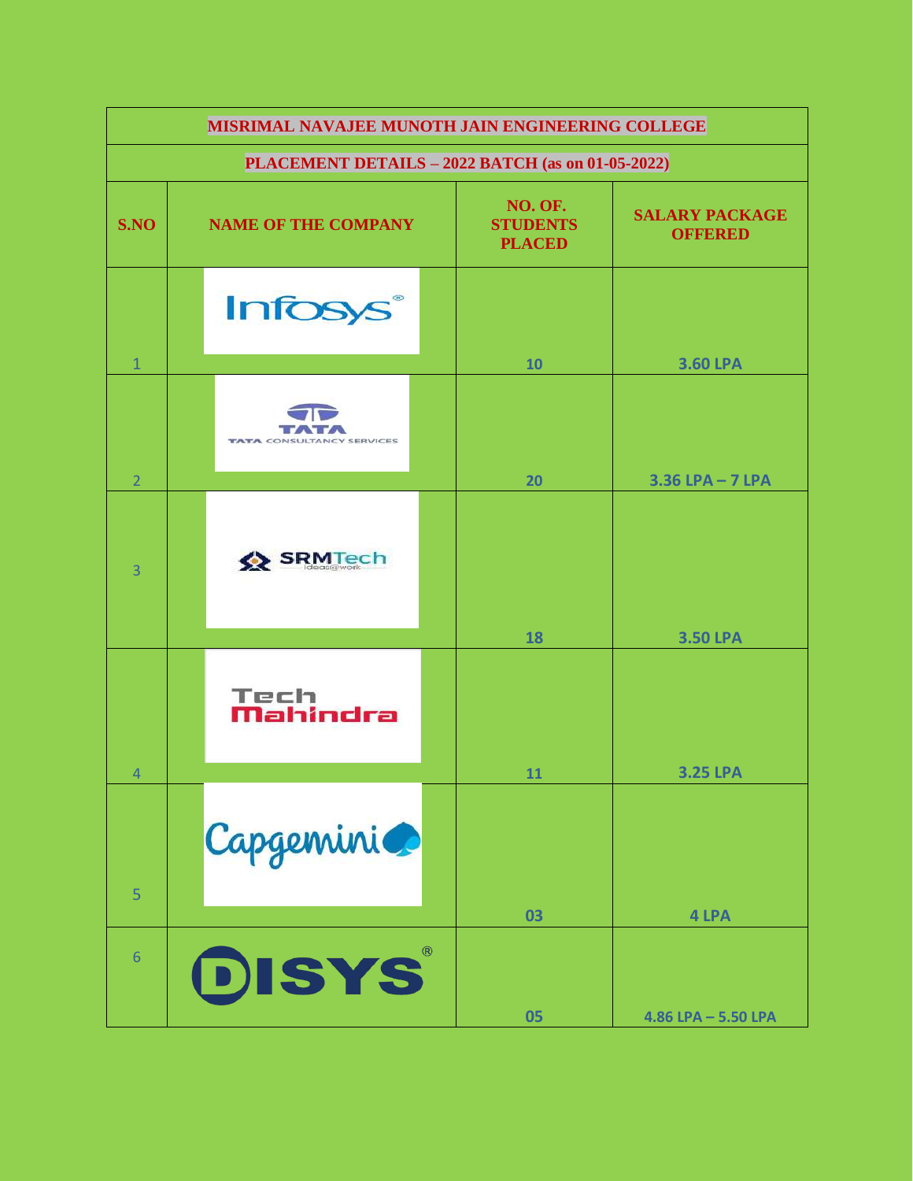# MISRIMAL NAVAJEE MUNOTH JAIN ENGINEERING COLLEGE

## PLACEMENT DETAILS – 2022 BATCH (as on 01-05-2022)

| S.NO | NAME OF THE COMPANY | NO. OF. STUDENTS PLACED | SALARY PACKAGE OFFERED |
|---|---|---|---|
| 1 | Infosys | 10 | 3.60 LPA |
| 2 | TATA CONSULTANCY SERVICES | 20 | 3.36 LPA – 7 LPA |
| 3 | SRMTech | 18 | 3.50 LPA |
| 4 | Tech Mahindra | 11 | 3.25 LPA |
| 5 | Capgemini | 03 | 4 LPA |
| 6 | DISYS | 05 | 4.86 LPA – 5.50 LPA |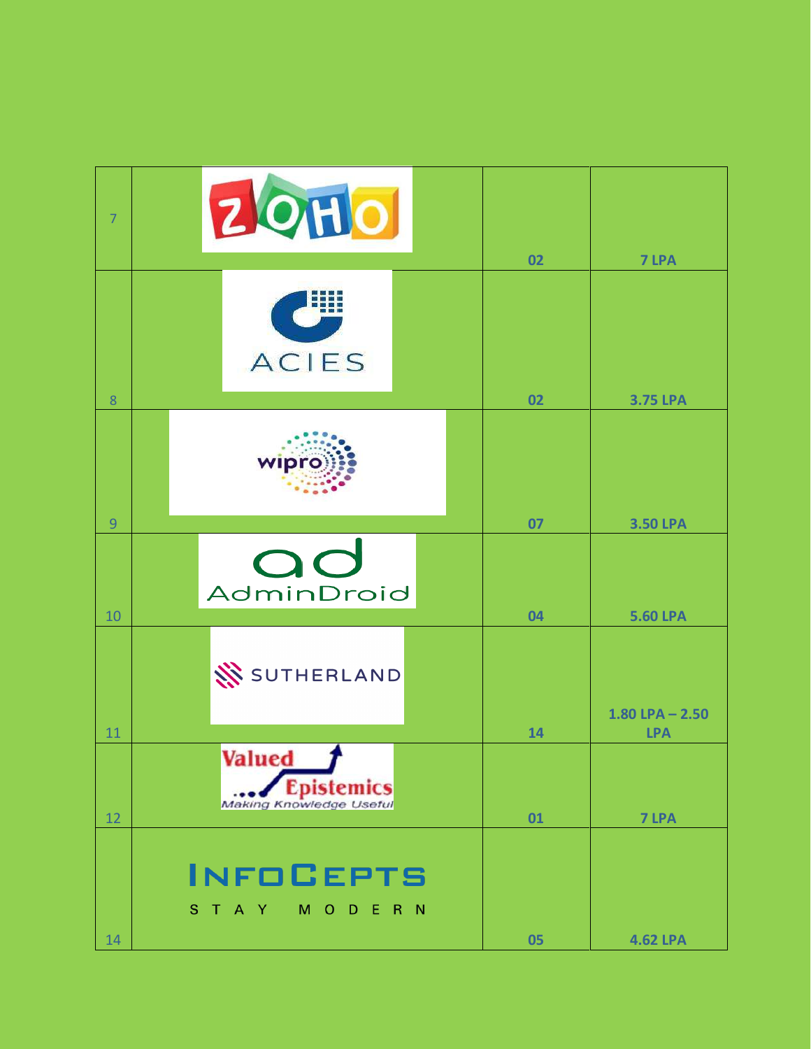| | | | |
|---|---|---|---|
| 7 | ZOHO | 02 | 7 LPA |
| 8 | ACIES | 02 | 3.75 LPA |
| 9 | wipro | 07 | 3.50 LPA |
| 10 | ad AdminDroid | 04 | 5.60 LPA |
| 11 | SUTHERLAND | 14 | 1.80 LPA – 2.50 LPA |
| 12 | Valued Epistemics Making Knowledge Useful | 01 | 7 LPA |
| 14 | INFOCEPTS STAY MODERN | 05 | 4.62 LPA |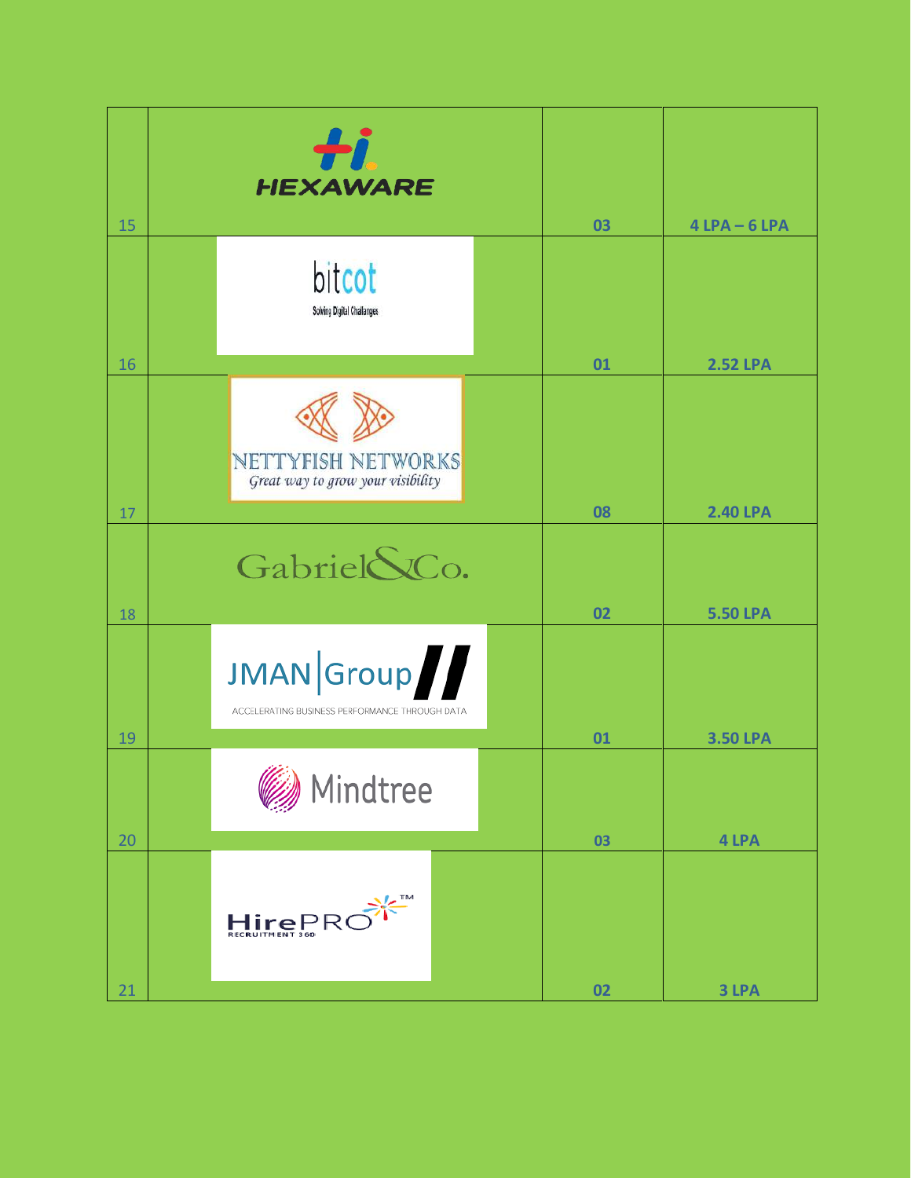| 15 | HEXAWARE | 03 | 4 LPA – 6 LPA |
|---|---|---|---|
| 16 | bitcot Solving Digital Challenges | 01 | 2.52 LPA |
| 17 | NETTYFISH NETWORKS Great way to grow your visibility | 08 | 2.40 LPA |
| 18 | Gabriel&Co. | 02 | 5.50 LPA |
| 19 | JMAN Group ACCELERATING BUSINESS PERFORMANCE THROUGH DATA | 01 | 3.50 LPA |
| 20 | Mindtree | 03 | 4 LPA |
| 21 | HirePRO RECRUITMENT 360 | 02 | 3 LPA |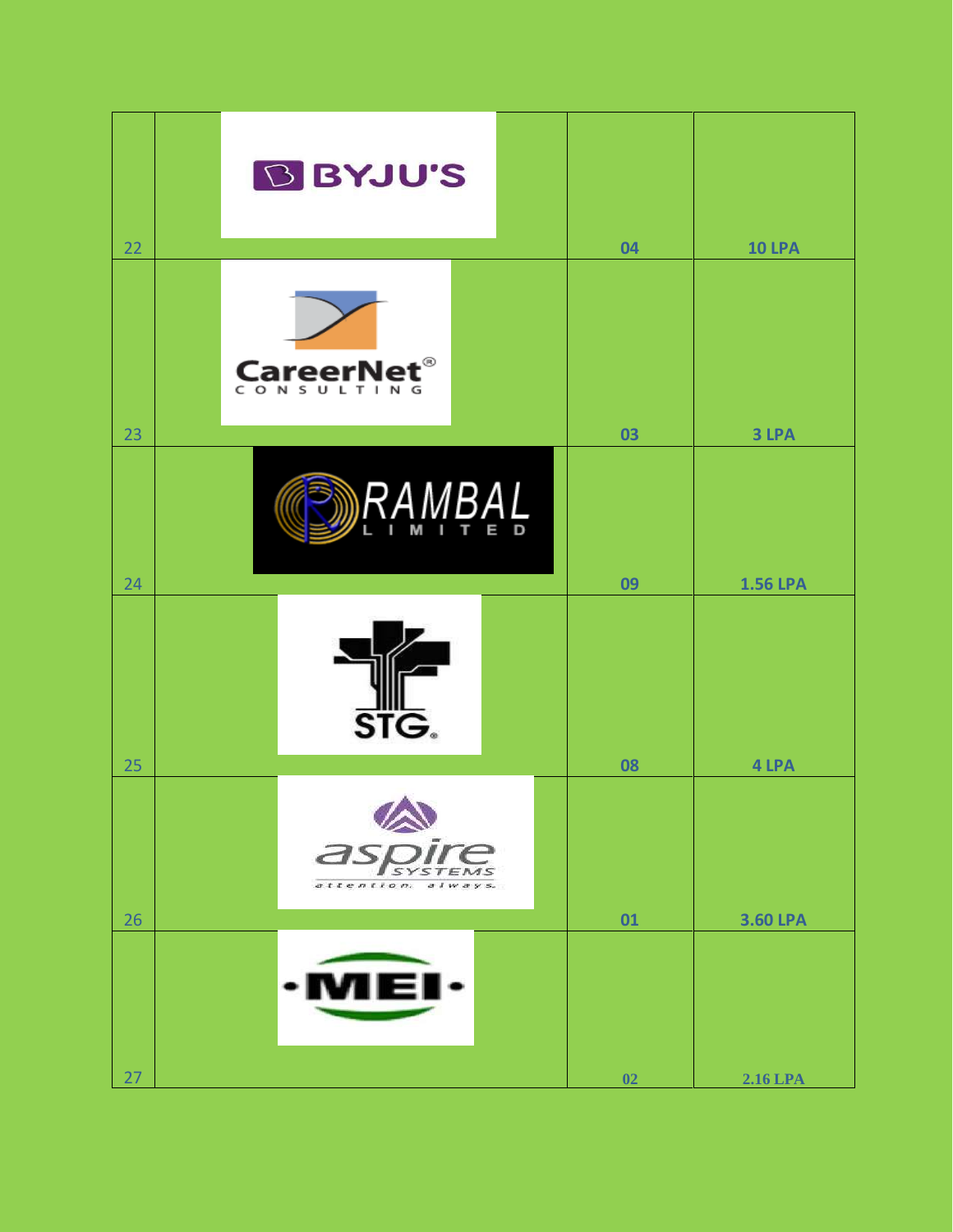| | | | |
|---|---|---|---|
| 22 | BYJU'S | 04 | 10 LPA |
| 23 | CareerNet CONSULTING | 03 | 3 LPA |
| 24 | RAMBAL LIMITED | 09 | 1.56 LPA |
| 25 | STG | 08 | 4 LPA |
| 26 | aspire SYSTEMS | 01 | 3.60 LPA |
| 27 | MEI | 02 | 2.16 LPA |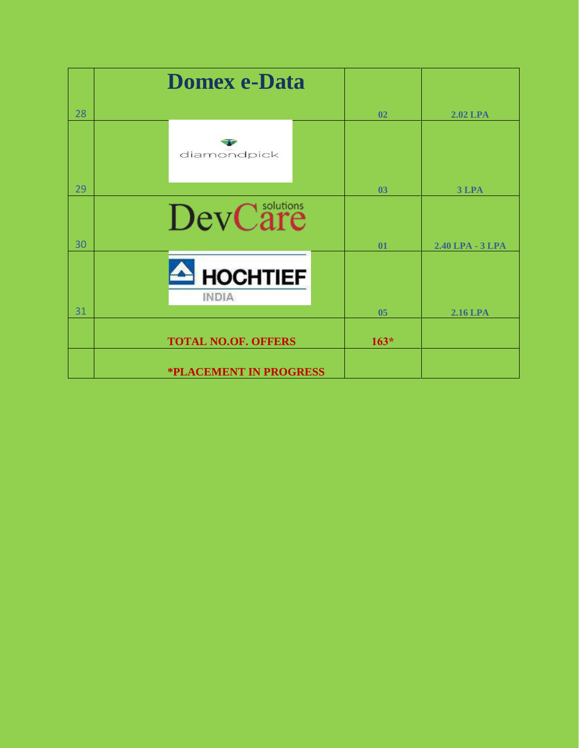| | | | |
|---|---|---|---|
| 28 | Domex e-Data | 02 | 2.02 LPA |
| 29 | diamondpick | 03 | 3 LPA |
| 30 | DevCare solutions | 01 | 2.40 LPA - 3 LPA |
| 31 | HOCHTIEF INDIA | 05 | 2.16 LPA |
| | **TOTAL NO.OF. OFFERS** | **163*** | |
| | ***PLACEMENT IN PROGRESS** | | |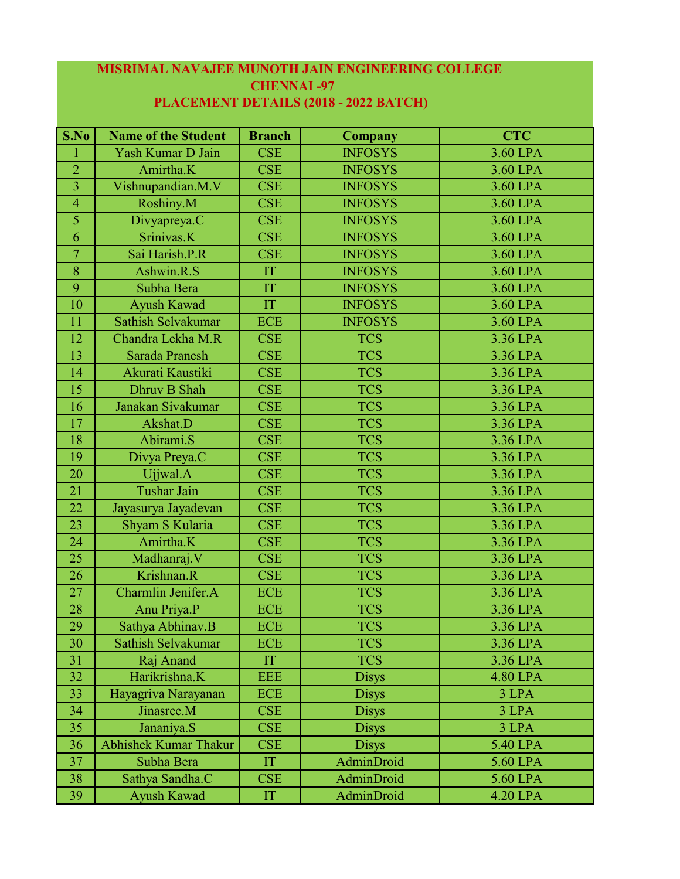# MISRIMAL NAVAJEE MUNOTH JAIN ENGINEERING COLLEGE
## CHENNAI -97
## PLACEMENT DETAILS (2018 - 2022 BATCH)

| S.No | Name of the Student | Branch | Company | CTC |
|---|---|---|---|---|
| 1 | Yash Kumar D Jain | CSE | INFOSYS | 3.60 LPA |
| 2 | Amirtha.K | CSE | INFOSYS | 3.60 LPA |
| 3 | Vishnupandian.M.V | CSE | INFOSYS | 3.60 LPA |
| 4 | Roshiny.M | CSE | INFOSYS | 3.60 LPA |
| 5 | Divyapreya.C | CSE | INFOSYS | 3.60 LPA |
| 6 | Srinivas.K | CSE | INFOSYS | 3.60 LPA |
| 7 | Sai Harish.P.R | CSE | INFOSYS | 3.60 LPA |
| 8 | Ashwin.R.S | IT | INFOSYS | 3.60 LPA |
| 9 | Subha Bera | IT | INFOSYS | 3.60 LPA |
| 10 | Ayush Kawad | IT | INFOSYS | 3.60 LPA |
| 11 | Sathish Selvakumar | ECE | INFOSYS | 3.60 LPA |
| 12 | Chandra Lekha M.R | CSE | TCS | 3.36 LPA |
| 13 | Sarada Pranesh | CSE | TCS | 3.36 LPA |
| 14 | Akurati Kaustiki | CSE | TCS | 3.36 LPA |
| 15 | Dhruv B Shah | CSE | TCS | 3.36 LPA |
| 16 | Janakan Sivakumar | CSE | TCS | 3.36 LPA |
| 17 | Akshat.D | CSE | TCS | 3.36 LPA |
| 18 | Abirami.S | CSE | TCS | 3.36 LPA |
| 19 | Divya Preya.C | CSE | TCS | 3.36 LPA |
| 20 | Ujjwal.A | CSE | TCS | 3.36 LPA |
| 21 | Tushar Jain | CSE | TCS | 3.36 LPA |
| 22 | Jayasurya Jayadevan | CSE | TCS | 3.36 LPA |
| 23 | Shyam S Kularia | CSE | TCS | 3.36 LPA |
| 24 | Amirtha.K | CSE | TCS | 3.36 LPA |
| 25 | Madhanraj.V | CSE | TCS | 3.36 LPA |
| 26 | Krishnan.R | CSE | TCS | 3.36 LPA |
| 27 | Charmlin Jenifer.A | ECE | TCS | 3.36 LPA |
| 28 | Anu Priya.P | ECE | TCS | 3.36 LPA |
| 29 | Sathya Abhinav.B | ECE | TCS | 3.36 LPA |
| 30 | Sathish Selvakumar | ECE | TCS | 3.36 LPA |
| 31 | Raj Anand | IT | TCS | 3.36 LPA |
| 32 | Harikrishna.K | EEE | Disys | 4.80 LPA |
| 33 | Hayagriva Narayanan | ECE | Disys | 3 LPA |
| 34 | Jinasree.M | CSE | Disys | 3 LPA |
| 35 | Jananiya.S | CSE | Disys | 3 LPA |
| 36 | Abhishek Kumar Thakur | CSE | Disys | 5.40 LPA |
| 37 | Subha Bera | IT | AdminDroid | 5.60 LPA |
| 38 | Sathya Sandha.C | CSE | AdminDroid | 5.60 LPA |
| 39 | Ayush Kawad | IT | AdminDroid | 4.20 LPA |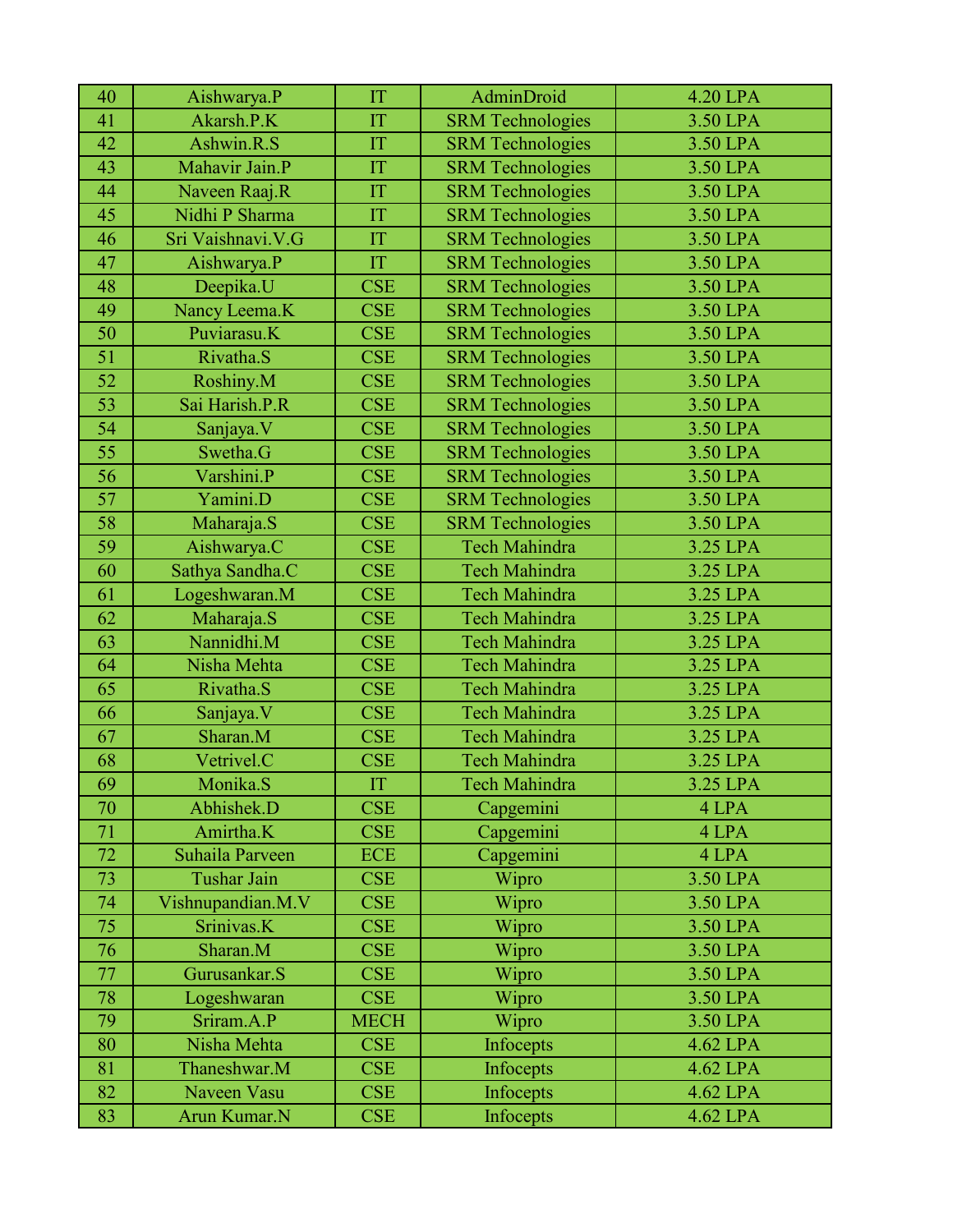| 40 | Aishwarya.P | IT | AdminDroid | 4.20 LPA |
|---|---|---|---|---|
| 41 | Akarsh.P.K | IT | SRM Technologies | 3.50 LPA |
| 42 | Ashwin.R.S | IT | SRM Technologies | 3.50 LPA |
| 43 | Mahavir Jain.P | IT | SRM Technologies | 3.50 LPA |
| 44 | Naveen Raaj.R | IT | SRM Technologies | 3.50 LPA |
| 45 | Nidhi P Sharma | IT | SRM Technologies | 3.50 LPA |
| 46 | Sri Vaishnavi.V.G | IT | SRM Technologies | 3.50 LPA |
| 47 | Aishwarya.P | IT | SRM Technologies | 3.50 LPA |
| 48 | Deepika.U | CSE | SRM Technologies | 3.50 LPA |
| 49 | Nancy Leema.K | CSE | SRM Technologies | 3.50 LPA |
| 50 | Puviarasu.K | CSE | SRM Technologies | 3.50 LPA |
| 51 | Rivatha.S | CSE | SRM Technologies | 3.50 LPA |
| 52 | Roshiny.M | CSE | SRM Technologies | 3.50 LPA |
| 53 | Sai Harish.P.R | CSE | SRM Technologies | 3.50 LPA |
| 54 | Sanjaya.V | CSE | SRM Technologies | 3.50 LPA |
| 55 | Swetha.G | CSE | SRM Technologies | 3.50 LPA |
| 56 | Varshini.P | CSE | SRM Technologies | 3.50 LPA |
| 57 | Yamini.D | CSE | SRM Technologies | 3.50 LPA |
| 58 | Maharaja.S | CSE | SRM Technologies | 3.50 LPA |
| 59 | Aishwarya.C | CSE | Tech Mahindra | 3.25 LPA |
| 60 | Sathya Sandha.C | CSE | Tech Mahindra | 3.25 LPA |
| 61 | Logeshwaran.M | CSE | Tech Mahindra | 3.25 LPA |
| 62 | Maharaja.S | CSE | Tech Mahindra | 3.25 LPA |
| 63 | Nannidhi.M | CSE | Tech Mahindra | 3.25 LPA |
| 64 | Nisha Mehta | CSE | Tech Mahindra | 3.25 LPA |
| 65 | Rivatha.S | CSE | Tech Mahindra | 3.25 LPA |
| 66 | Sanjaya.V | CSE | Tech Mahindra | 3.25 LPA |
| 67 | Sharan.M | CSE | Tech Mahindra | 3.25 LPA |
| 68 | Vetrivel.C | CSE | Tech Mahindra | 3.25 LPA |
| 69 | Monika.S | IT | Tech Mahindra | 3.25 LPA |
| 70 | Abhishek.D | CSE | Capgemini | 4 LPA |
| 71 | Amirtha.K | CSE | Capgemini | 4 LPA |
| 72 | Suhaila Parveen | ECE | Capgemini | 4 LPA |
| 73 | Tushar Jain | CSE | Wipro | 3.50 LPA |
| 74 | Vishnupandian.M.V | CSE | Wipro | 3.50 LPA |
| 75 | Srinivas.K | CSE | Wipro | 3.50 LPA |
| 76 | Sharan.M | CSE | Wipro | 3.50 LPA |
| 77 | Gurusankar.S | CSE | Wipro | 3.50 LPA |
| 78 | Logeshwaran | CSE | Wipro | 3.50 LPA |
| 79 | Sriram.A.P | MECH | Wipro | 3.50 LPA |
| 80 | Nisha Mehta | CSE | Infocepts | 4.62 LPA |
| 81 | Thaneshwar.M | CSE | Infocepts | 4.62 LPA |
| 82 | Naveen Vasu | CSE | Infocepts | 4.62 LPA |
| 83 | Arun Kumar.N | CSE | Infocepts | 4.62 LPA |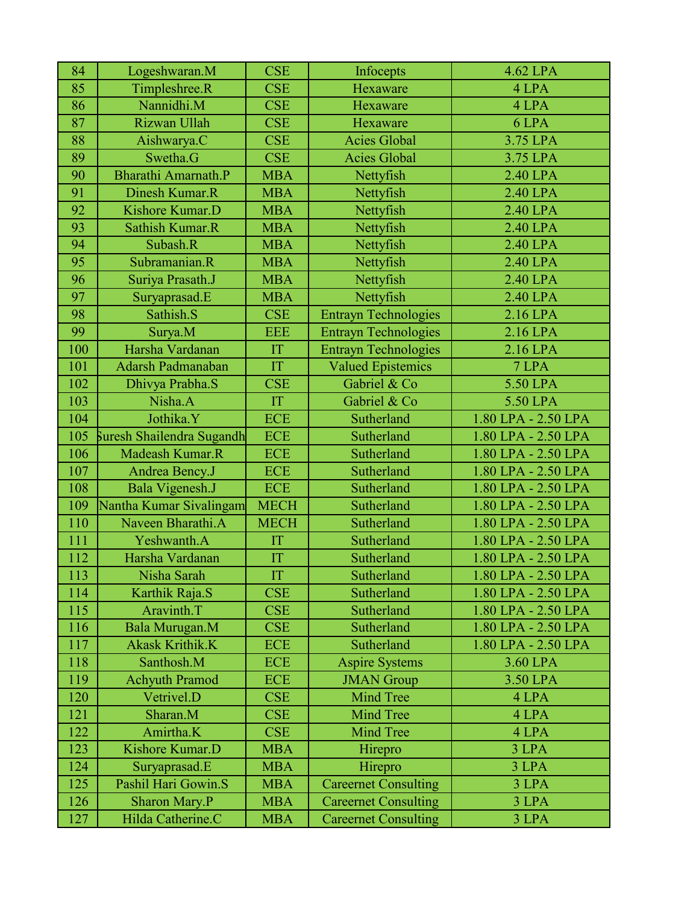| 84 | Logeshwaran.M | CSE | Infocepts | 4.62 LPA |
|---|---|---|---|---|
| 85 | Timpleshree.R | CSE | Hexaware | 4 LPA |
| 86 | Nannidhi.M | CSE | Hexaware | 4 LPA |
| 87 | Rizwan Ullah | CSE | Hexaware | 6 LPA |
| 88 | Aishwarya.C | CSE | Acies Global | 3.75 LPA |
| 89 | Swetha.G | CSE | Acies Global | 3.75 LPA |
| 90 | Bharathi Amarnath.P | MBA | Nettyfish | 2.40 LPA |
| 91 | Dinesh Kumar.R | MBA | Nettyfish | 2.40 LPA |
| 92 | Kishore Kumar.D | MBA | Nettyfish | 2.40 LPA |
| 93 | Sathish Kumar.R | MBA | Nettyfish | 2.40 LPA |
| 94 | Subash.R | MBA | Nettyfish | 2.40 LPA |
| 95 | Subramanian.R | MBA | Nettyfish | 2.40 LPA |
| 96 | Suriya Prasath.J | MBA | Nettyfish | 2.40 LPA |
| 97 | Suryaprasad.E | MBA | Nettyfish | 2.40 LPA |
| 98 | Sathish.S | CSE | Entrayn Technologies | 2.16 LPA |
| 99 | Surya.M | EEE | Entrayn Technologies | 2.16 LPA |
| 100 | Harsha Vardanan | IT | Entrayn Technologies | 2.16 LPA |
| 101 | Adarsh Padmanaban | IT | Valued Epistemics | 7 LPA |
| 102 | Dhivya Prabha.S | CSE | Gabriel & Co | 5.50 LPA |
| 103 | Nisha.A | IT | Gabriel & Co | 5.50 LPA |
| 104 | Jothika.Y | ECE | Sutherland | 1.80 LPA - 2.50 LPA |
| 105 | Suresh Shailendra Sugandh | ECE | Sutherland | 1.80 LPA - 2.50 LPA |
| 106 | Madeash Kumar.R | ECE | Sutherland | 1.80 LPA - 2.50 LPA |
| 107 | Andrea Bency.J | ECE | Sutherland | 1.80 LPA - 2.50 LPA |
| 108 | Bala Vigenesh.J | ECE | Sutherland | 1.80 LPA - 2.50 LPA |
| 109 | Nantha Kumar Sivalingam | MECH | Sutherland | 1.80 LPA - 2.50 LPA |
| 110 | Naveen Bharathi.A | MECH | Sutherland | 1.80 LPA - 2.50 LPA |
| 111 | Yeshwanth.A | IT | Sutherland | 1.80 LPA - 2.50 LPA |
| 112 | Harsha Vardanan | IT | Sutherland | 1.80 LPA - 2.50 LPA |
| 113 | Nisha Sarah | IT | Sutherland | 1.80 LPA - 2.50 LPA |
| 114 | Karthik Raja.S | CSE | Sutherland | 1.80 LPA - 2.50 LPA |
| 115 | Aravinth.T | CSE | Sutherland | 1.80 LPA - 2.50 LPA |
| 116 | Bala Murugan.M | CSE | Sutherland | 1.80 LPA - 2.50 LPA |
| 117 | Akask Krithik.K | ECE | Sutherland | 1.80 LPA - 2.50 LPA |
| 118 | Santhosh.M | ECE | Aspire Systems | 3.60 LPA |
| 119 | Achyuth Pramod | ECE | JMAN Group | 3.50 LPA |
| 120 | Vetrivel.D | CSE | Mind Tree | 4 LPA |
| 121 | Sharan.M | CSE | Mind Tree | 4 LPA |
| 122 | Amirtha.K | CSE | Mind Tree | 4 LPA |
| 123 | Kishore Kumar.D | MBA | Hirepro | 3 LPA |
| 124 | Suryaprasad.E | MBA | Hirepro | 3 LPA |
| 125 | Pashil Hari Gowin.S | MBA | Careernet Consulting | 3 LPA |
| 126 | Sharon Mary.P | MBA | Careernet Consulting | 3 LPA |
| 127 | Hilda Catherine.C | MBA | Careernet Consulting | 3 LPA |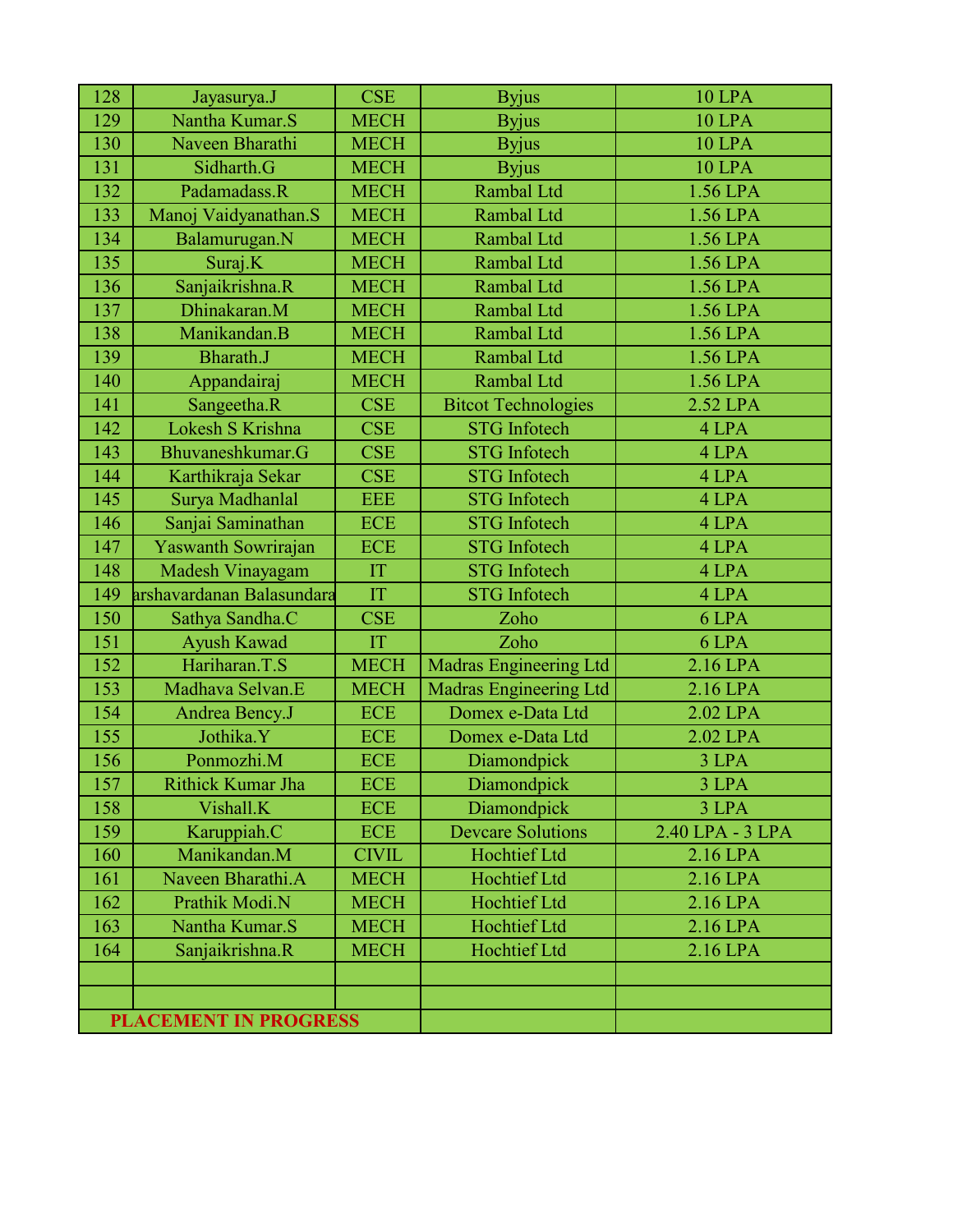| | | | | |
|---|---|---|---|---|
| 128 | Jayasurya.J | CSE | Byjus | 10 LPA |
| 129 | Nantha Kumar.S | MECH | Byjus | 10 LPA |
| 130 | Naveen Bharathi | MECH | Byjus | 10 LPA |
| 131 | Sidharth.G | MECH | Byjus | 10 LPA |
| 132 | Padamadass.R | MECH | Rambal Ltd | 1.56 LPA |
| 133 | Manoj Vaidyanathan.S | MECH | Rambal Ltd | 1.56 LPA |
| 134 | Balamurugan.N | MECH | Rambal Ltd | 1.56 LPA |
| 135 | Suraj.K | MECH | Rambal Ltd | 1.56 LPA |
| 136 | Sanjaikrishna.R | MECH | Rambal Ltd | 1.56 LPA |
| 137 | Dhinakaran.M | MECH | Rambal Ltd | 1.56 LPA |
| 138 | Manikandan.B | MECH | Rambal Ltd | 1.56 LPA |
| 139 | Bharath.J | MECH | Rambal Ltd | 1.56 LPA |
| 140 | Appandairaj | MECH | Rambal Ltd | 1.56 LPA |
| 141 | Sangeetha.R | CSE | Bitcot Technologies | 2.52 LPA |
| 142 | Lokesh S Krishna | CSE | STG Infotech | 4 LPA |
| 143 | Bhuvaneshkumar.G | CSE | STG Infotech | 4 LPA |
| 144 | Karthikraja Sekar | CSE | STG Infotech | 4 LPA |
| 145 | Surya Madhanlal | EEE | STG Infotech | 4 LPA |
| 146 | Sanjai Saminathan | ECE | STG Infotech | 4 LPA |
| 147 | Yaswanth Sowrirajan | ECE | STG Infotech | 4 LPA |
| 148 | Madesh Vinayagam | IT | STG Infotech | 4 LPA |
| 149 | arshavardanan Balasundara | IT | STG Infotech | 4 LPA |
| 150 | Sathya Sandha.C | CSE | Zoho | 6 LPA |
| 151 | Ayush Kawad | IT | Zoho | 6 LPA |
| 152 | Hariharan.T.S | MECH | Madras Engineering Ltd | 2.16 LPA |
| 153 | Madhava Selvan.E | MECH | Madras Engineering Ltd | 2.16 LPA |
| 154 | Andrea Bency.J | ECE | Domex e-Data Ltd | 2.02 LPA |
| 155 | Jothika.Y | ECE | Domex e-Data Ltd | 2.02 LPA |
| 156 | Ponmozhi.M | ECE | Diamondpick | 3 LPA |
| 157 | Rithick Kumar Jha | ECE | Diamondpick | 3 LPA |
| 158 | Vishall.K | ECE | Diamondpick | 3 LPA |
| 159 | Karuppiah.C | ECE | Devcare Solutions | 2.40 LPA - 3 LPA |
| 160 | Manikandan.M | CIVIL | Hochtief Ltd | 2.16 LPA |
| 161 | Naveen Bharathi.A | MECH | Hochtief Ltd | 2.16 LPA |
| 162 | Prathik Modi.N | MECH | Hochtief Ltd | 2.16 LPA |
| 163 | Nantha Kumar.S | MECH | Hochtief Ltd | 2.16 LPA |
| 164 | Sanjaikrishna.R | MECH | Hochtief Ltd | 2.16 LPA |
| | | | | |
| | | | | |
| **PLACEMENT IN PROGRESS** | | | | |